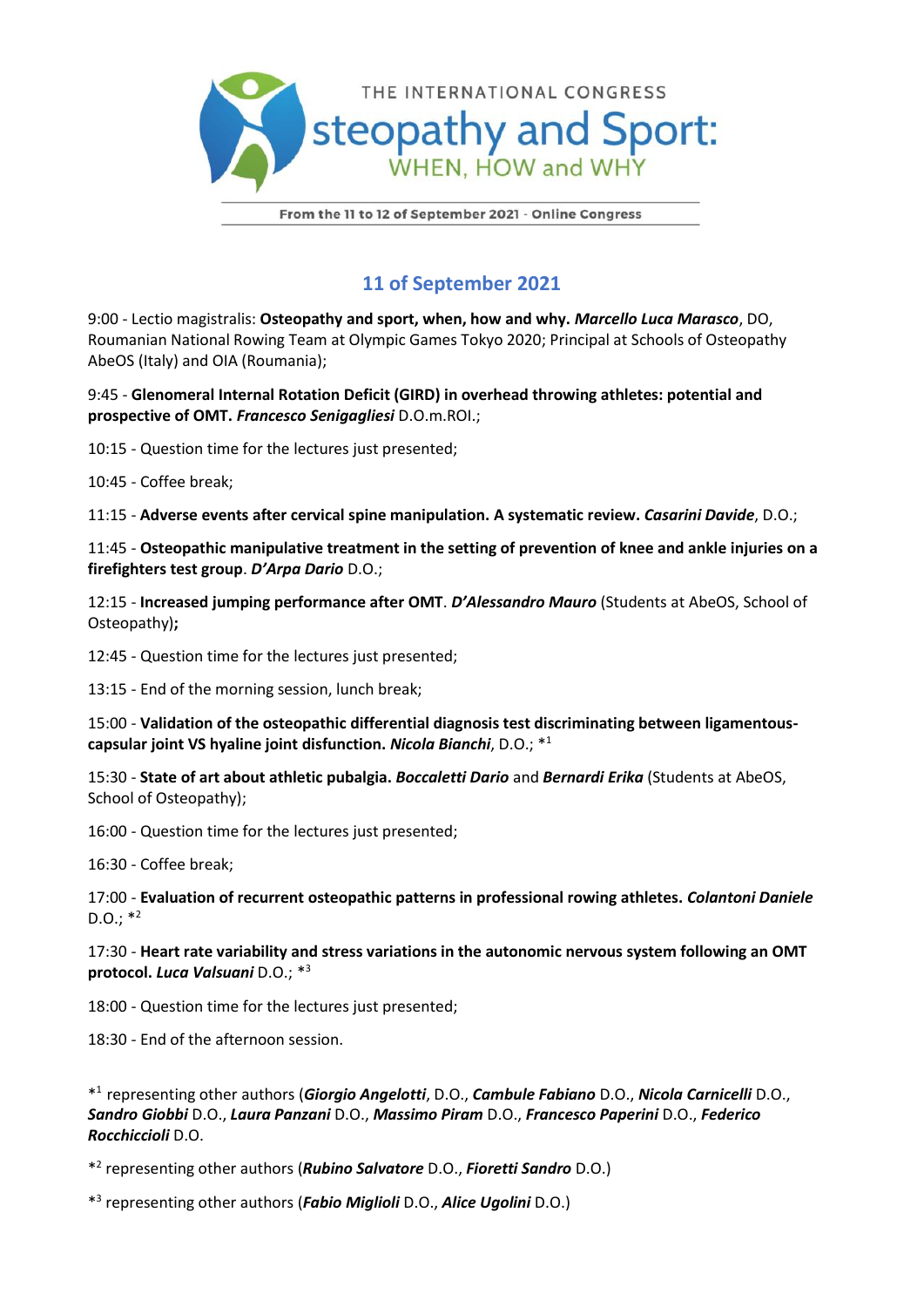THE INTERNATIONAL CONGRESS

# Osteopathy and Sport: WHEN, HOW and WHY

From the 11 to 12 of September 2021 - Online Congress

## 11 of September 2021

9:00 - Lectio magistralis: **Osteopathy and sport, when, how and why.** ***Marcello Luca Marasco***, DO, Roumanian National Rowing Team at Olympic Games Tokyo 2020; Principal at Schools of Osteopathy AbeOS (Italy) and OIA (Roumania);

9:45 - **Glenomeral Internal Rotation Deficit (GIRD) in overhead throwing athletes: potential and prospective of OMT.** ***Francesco Senigagliesi*** D.O.m.ROI.;

10:15 - Question time for the lectures just presented;

10:45 - Coffee break;

11:15 - **Adverse events after cervical spine manipulation. A systematic review.** ***Casarini Davide***, D.O.;

11:45 - **Osteopathic manipulative treatment in the setting of prevention of knee and ankle injuries on a firefighters test group**. ***D'Arpa Dario*** D.O.;

12:15 - **Increased jumping performance after OMT**. ***D'Alessandro Mauro*** (Students at AbeOS, School of Osteopathy)**;**

12:45 - Question time for the lectures just presented;

13:15 - End of the morning session, lunch break;

15:00 - **Validation of the osteopathic differential diagnosis test discriminating between ligamentous-capsular joint VS hyaline joint disfunction.** ***Nicola Bianchi***, D.O.; *[1]

15:30 - **State of art about athletic pubalgia.** ***Boccaletti Dario*** and ***Bernardi Erika*** (Students at AbeOS, School of Osteopathy);

16:00 - Question time for the lectures just presented;

16:30 - Coffee break;

17:00 - **Evaluation of recurrent osteopathic patterns in professional rowing athletes.** ***Colantoni Daniele*** D.O.; *[2]

17:30 - **Heart rate variability and stress variations in the autonomic nervous system following an OMT protocol.** ***Luca Valsuani*** D.O.; *[3]

18:00 - Question time for the lectures just presented;

18:30 - End of the afternoon session.

*[1] representing other authors (***Giorgio Angelotti***, D.O., ***Cambule Fabiano*** D.O., ***Nicola Carnicelli*** D.O., ***Sandro Giobbi*** D.O., ***Laura Panzani*** D.O., ***Massimo Piram*** D.O., ***Francesco Paperini*** D.O., ***Federico Rocchiccioli*** D.O.

*[2] representing other authors (***Rubino Salvatore*** D.O., ***Fioretti Sandro*** D.O.)

*[3] representing other authors (***Fabio Miglioli*** D.O., ***Alice Ugolini*** D.O.)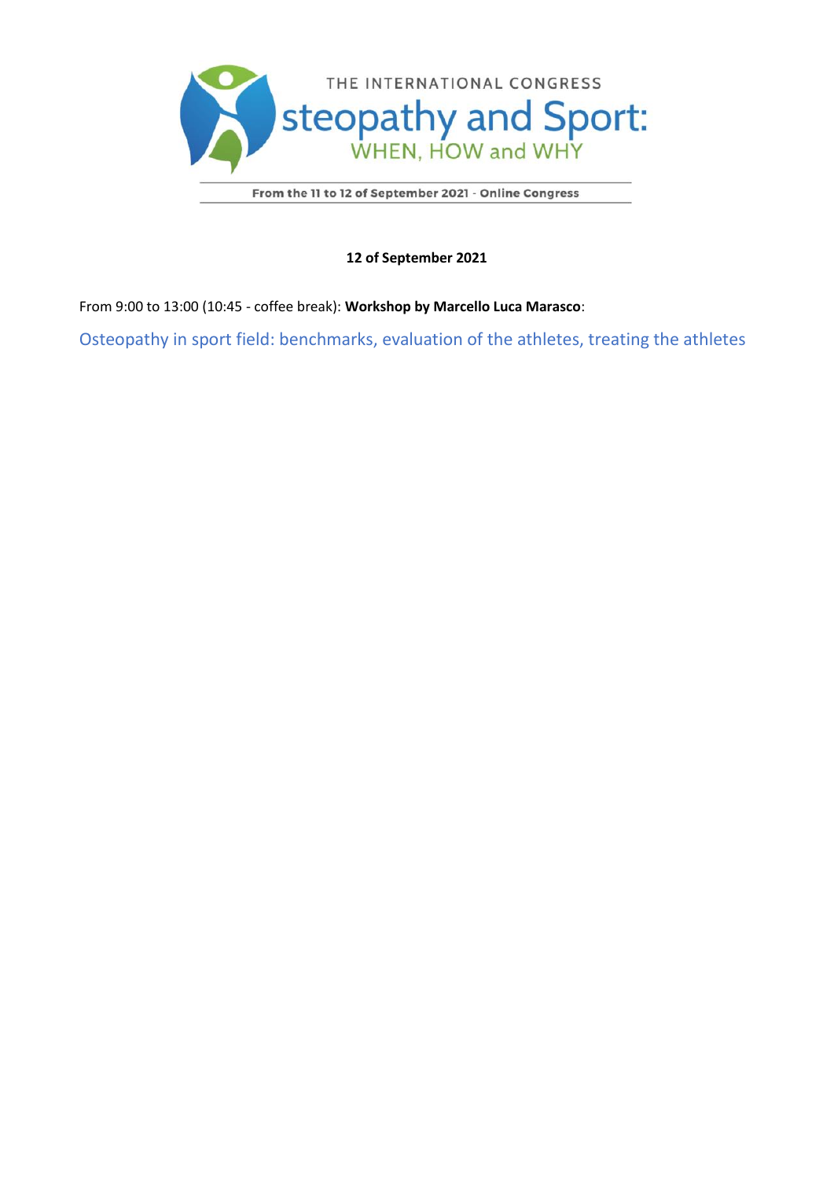THE INTERNATIONAL CONGRESS

steopathy and Sport: WHEN, HOW and WHY

From the 11 to 12 of September 2021 - Online Congress

**12 of September 2021**

From 9:00 to 13:00 (10:45 - coffee break): **Workshop by Marcello Luca Marasco**:

Osteopathy in sport field: benchmarks, evaluation of the athletes, treating the athletes